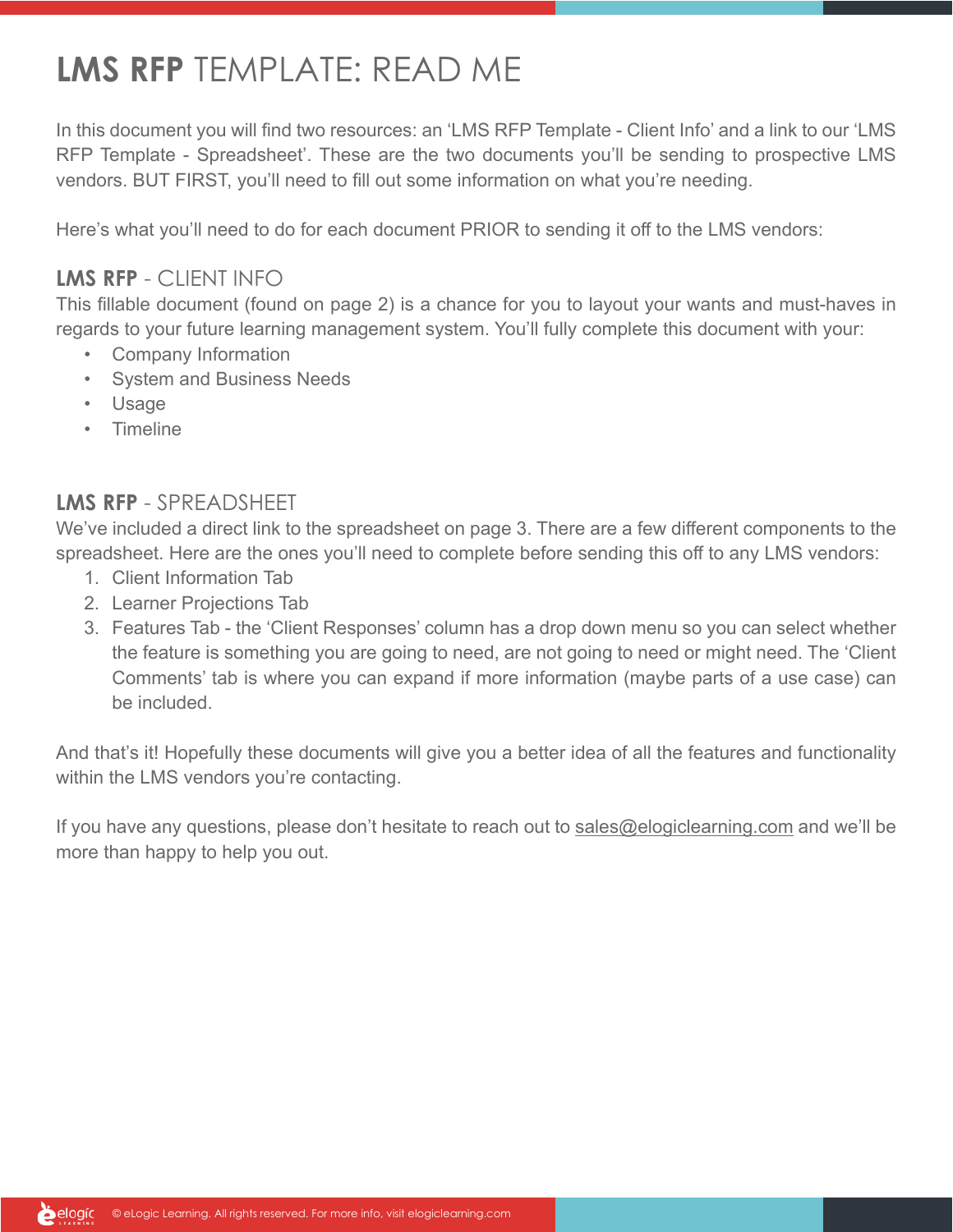# **LMS RFP** TEMPLATE: READ ME

In this document you will find two resources: an 'LMS RFP Template - Client Info' and a link to our 'LMS RFP Template - Spreadsheet'. These are the two documents you'll be sending to prospective LMS vendors. BUT FIRST, you'll need to fill out some information on what you're needing.

Here's what you'll need to do for each document PRIOR to sending it off to the LMS vendors:

## **LMS RFP** - CLIENT INFO

This fillable document (found on page 2) is a chance for you to layout your wants and must-haves in regards to your future learning management system. You'll fully complete this document with your:

- Company Information
- System and Business Needs
- Usage
- Timeline

## **LMS RFP** - SPREADSHEET

We've included a direct link to the spreadsheet on page 3. There are a few different components to the spreadsheet. Here are the ones you'll need to complete before sending this off to any LMS vendors:

1. Client Information Tab
2. Learner Projections Tab
3. Features Tab - the 'Client Responses' column has a drop down menu so you can select whether the feature is something you are going to need, are not going to need or might need. The 'Client Comments' tab is where you can expand if more information (maybe parts of a use case) can be included.

And that's it! Hopefully these documents will give you a better idea of all the features and functionality within the LMS vendors you're contacting.

If you have any questions, please don't hesitate to reach out to sales@elogiclearning.com and we'll be more than happy to help you out.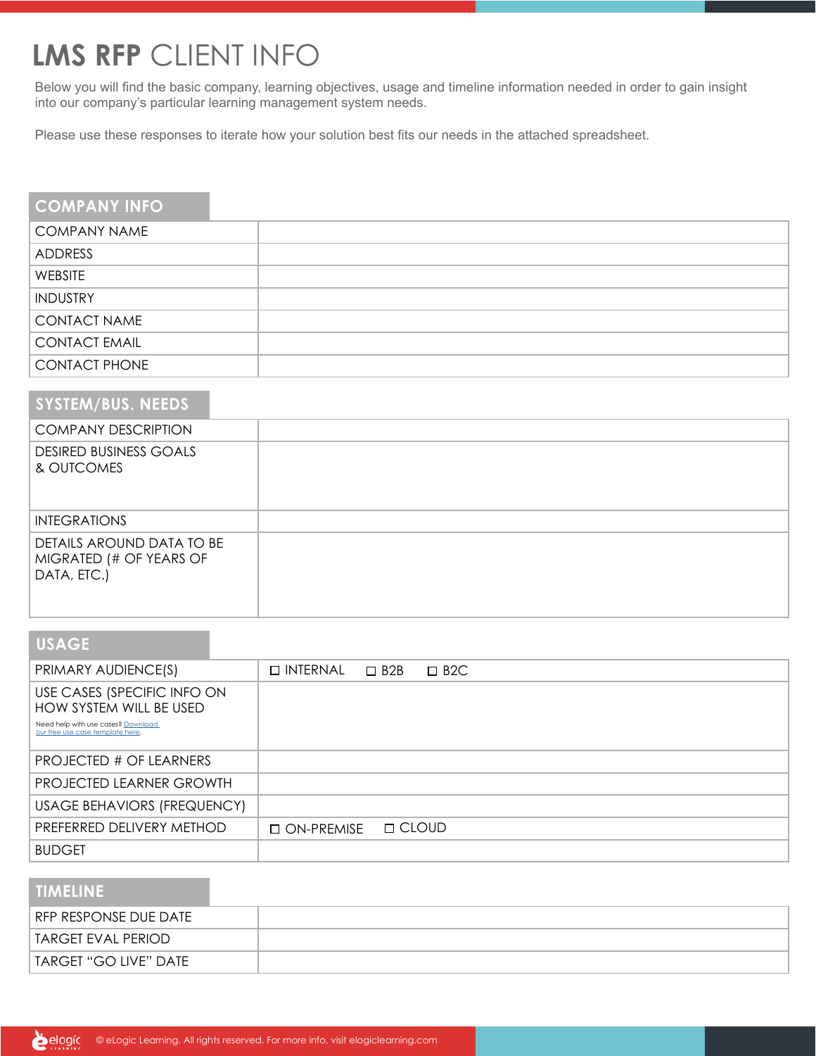# **LMS RFP** CLIENT INFO

Below you will find the basic company, learning objectives, usage and timeline information needed in order to gain insight into our company's particular learning management system needs.

Please use these responses to iterate how your solution best fits our needs in the attached spreadsheet.

## COMPANY INFO

| | |
|---|---|
| COMPANY NAME | |
| ADDRESS | |
| WEBSITE | |
| INDUSTRY | |
| CONTACT NAME | |
| CONTACT EMAIL | |
| CONTACT PHONE | |

## SYSTEM/BUS. NEEDS

| | |
|---|---|
| COMPANY DESCRIPTION | |
| DESIRED BUSINESS GOALS & OUTCOMES | |
| INTEGRATIONS | |
| DETAILS AROUND DATA TO BE MIGRATED (# OF YEARS OF DATA, ETC.) | |

## USAGE

| | |
|---|---|
| PRIMARY AUDIENCE(S) | ☐ INTERNAL ☐ B2B ☐ B2C |
| USE CASES (SPECIFIC INFO ON HOW SYSTEM WILL BE USED<br>Need help with use cases? [Download our free use case template here.]() | |
| PROJECTED # OF LEARNERS | |
| PROJECTED LEARNER GROWTH | |
| USAGE BEHAVIORS (FREQUENCY) | |
| PREFERRED DELIVERY METHOD | ☐ ON-PREMISE ☐ CLOUD |
| BUDGET | |

## TIMELINE

| | |
|---|---|
| RFP RESPONSE DUE DATE | |
| TARGET EVAL PERIOD | |
| TARGET "GO LIVE" DATE | |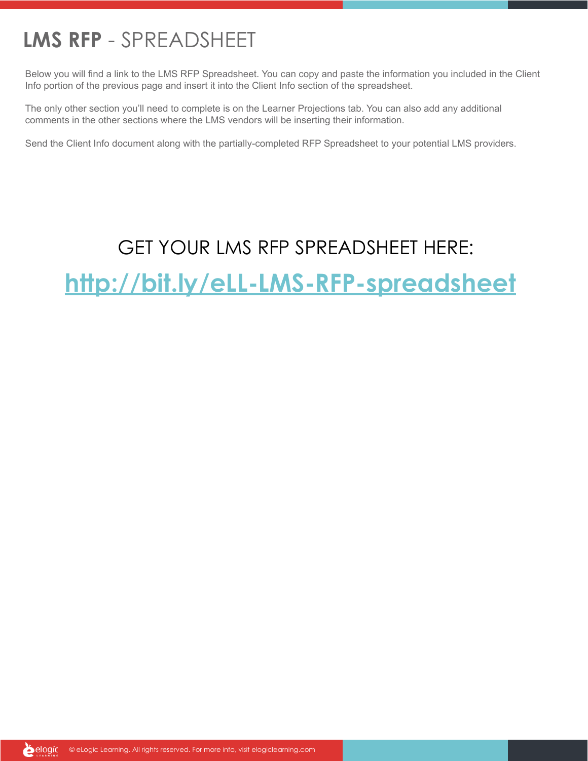# **LMS RFP** - SPREADSHEET

Below you will find a link to the LMS RFP Spreadsheet. You can copy and paste the information you included in the Client Info portion of the previous page and insert it into the Client Info section of the spreadsheet.

The only other section you'll need to complete is on the Learner Projections tab. You can also add any additional comments in the other sections where the LMS vendors will be inserting their information.

Send the Client Info document along with the partially-completed RFP Spreadsheet to your potential LMS providers.

## GET YOUR LMS RFP SPREADSHEET HERE:

## **http://bit.ly/eLL-LMS-RFP-spreadsheet**